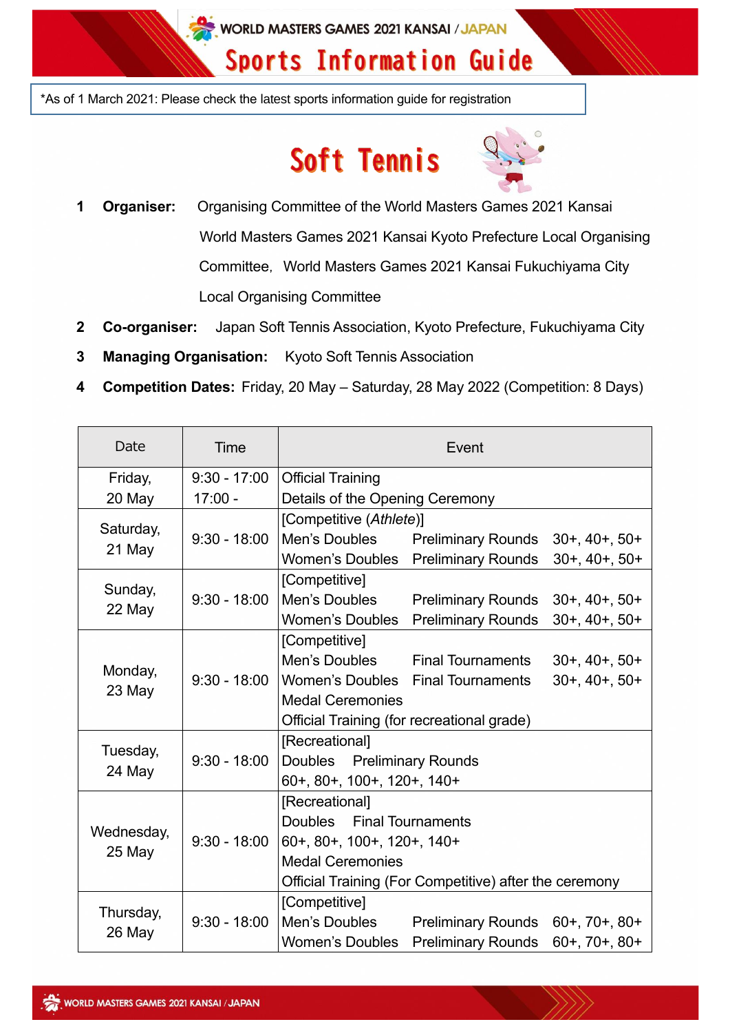# WORLD MASTERS GAMES 2021 KANSAI / JAPAN

## Sports Information Guide

*As of 1 March 2021: Please check the latest sports information guide for registration

# Soft Tennis

1 **Organiser:** Organising Committee of the World Masters Games 2021 Kansai
World Masters Games 2021 Kansai Kyoto Prefecture Local Organising Committee, World Masters Games 2021 Kansai Fukuchiyama City Local Organising Committee

2 **Co-organiser:** Japan Soft Tennis Association, Kyoto Prefecture, Fukuchiyama City

3 **Managing Organisation:** Kyoto Soft Tennis Association

4 **Competition Dates:** Friday, 20 May – Saturday, 28 May 2022 (Competition: 8 Days)

| Date | Time | Event |
|---|---|---|
| Friday, 20 May | 9:30 - 17:00<br>17:00 - | Official Training<br>Details of the Opening Ceremony |
| Saturday, 21 May | 9:30 - 18:00 | [Competitive (*Athlete*)]<br>Men's Doubles Preliminary Rounds 30+, 40+, 50+<br>Women's Doubles Preliminary Rounds 30+, 40+, 50+ |
| Sunday, 22 May | 9:30 - 18:00 | [Competitive]<br>Men's Doubles Preliminary Rounds 30+, 40+, 50+<br>Women's Doubles Preliminary Rounds 30+, 40+, 50+ |
| Monday, 23 May | 9:30 - 18:00 | [Competitive]<br>Men's Doubles Final Tournaments 30+, 40+, 50+<br>Women's Doubles Final Tournaments 30+, 40+, 50+<br>Medal Ceremonies<br>Official Training (for recreational grade) |
| Tuesday, 24 May | 9:30 - 18:00 | [Recreational]<br>Doubles Preliminary Rounds<br>60+, 80+, 100+, 120+, 140+ |
| Wednesday, 25 May | 9:30 - 18:00 | [Recreational]<br>Doubles Final Tournaments<br>60+, 80+, 100+, 120+, 140+<br>Medal Ceremonies<br>Official Training (For Competitive) after the ceremony |
| Thursday, 26 May | 9:30 - 18:00 | [Competitive]<br>Men's Doubles Preliminary Rounds 60+, 70+, 80+<br>Women's Doubles Preliminary Rounds 60+, 70+, 80+ |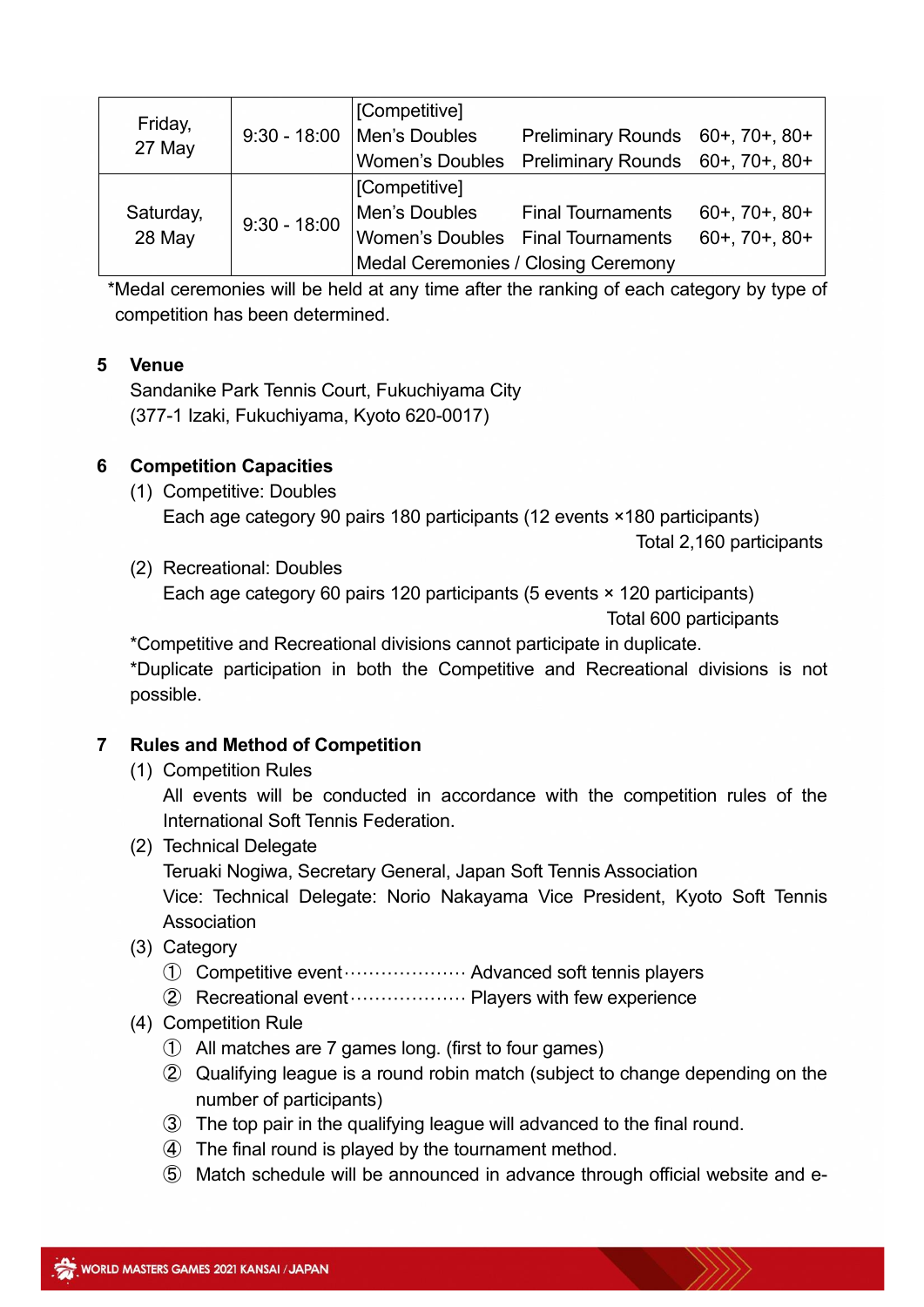| Friday, 27 May | 9:30 - 18:00 | [Competitive]<br>Men's Doubles Preliminary Rounds 60+, 70+, 80+<br>Women's Doubles Preliminary Rounds 60+, 70+, 80+ |
|---|---|---|
| Saturday, 28 May | 9:30 - 18:00 | [Competitive]<br>Men's Doubles Final Tournaments 60+, 70+, 80+<br>Women's Doubles Final Tournaments 60+, 70+, 80+<br>Medal Ceremonies / Closing Ceremony |

*Medal ceremonies will be held at any time after the ranking of each category by type of competition has been determined.

## 5 Venue

Sandanike Park Tennis Court, Fukuchiyama City
(377-1 Izaki, Fukuchiyama, Kyoto 620-0017)

## 6 Competition Capacities

(1) Competitive: Doubles
Each age category 90 pairs 180 participants (12 events ×180 participants)
Total 2,160 participants

(2) Recreational: Doubles
Each age category 60 pairs 120 participants (5 events × 120 participants)
Total 600 participants

*Competitive and Recreational divisions cannot participate in duplicate.
*Duplicate participation in both the Competitive and Recreational divisions is not possible.

## 7 Rules and Method of Competition

(1) Competition Rules
All events will be conducted in accordance with the competition rules of the International Soft Tennis Federation.

(2) Technical Delegate
Teruaki Nogiwa, Secretary General, Japan Soft Tennis Association
Vice: Technical Delegate: Norio Nakayama Vice President, Kyoto Soft Tennis Association

(3) Category
① Competitive event………………… Advanced soft tennis players
② Recreational event………………… Players with few experience

(4) Competition Rule
① All matches are 7 games long. (first to four games)
② Qualifying league is a round robin match (subject to change depending on the number of participants)
③ The top pair in the qualifying league will advanced to the final round.
④ The final round is played by the tournament method.
⑤ Match schedule will be announced in advance through official website and e-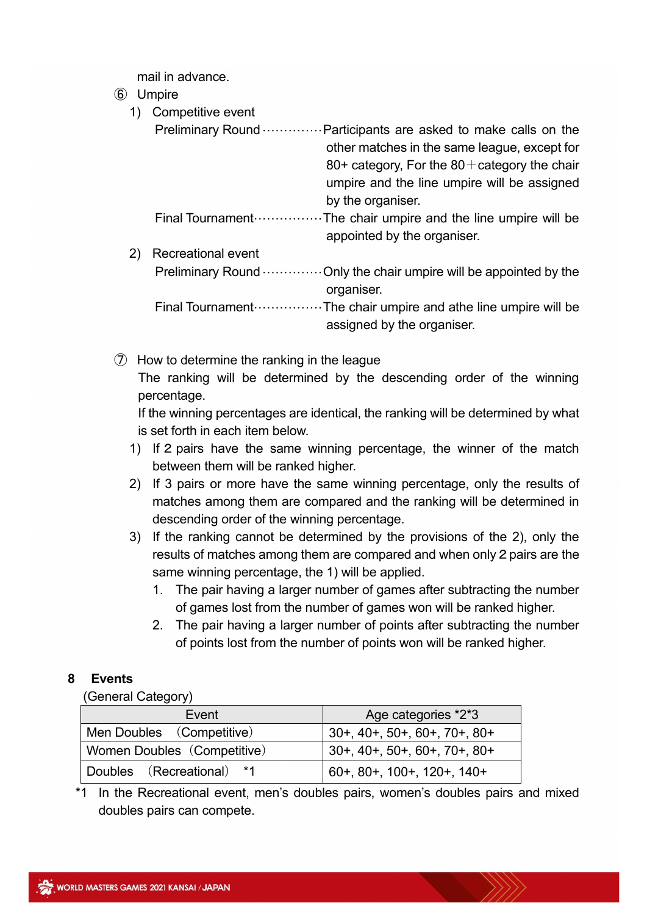mail in advance.

⑥ Umpire

1) Competitive event

Preliminary Round ··············Participants are asked to make calls on the other matches in the same league, except for 80+ category, For the 80＋category the chair umpire and the line umpire will be assigned by the organiser.

Final Tournament················The chair umpire and the line umpire will be appointed by the organiser.

2) Recreational event

Preliminary Round ··············Only the chair umpire will be appointed by the organiser.

Final Tournament················The chair umpire and athe line umpire will be assigned by the organiser.

⑦ How to determine the ranking in the league

The ranking will be determined by the descending order of the winning percentage.

If the winning percentages are identical, the ranking will be determined by what is set forth in each item below.

1) If 2 pairs have the same winning percentage, the winner of the match between them will be ranked higher.
2) If 3 pairs or more have the same winning percentage, only the results of matches among them are compared and the ranking will be determined in descending order of the winning percentage.
3) If the ranking cannot be determined by the provisions of the 2), only the results of matches among them are compared and when only 2 pairs are the same winning percentage, the 1) will be applied.
    1. The pair having a larger number of games after subtracting the number of games lost from the number of games won will be ranked higher.
    2. The pair having a larger number of points after subtracting the number of points lost from the number of points won will be ranked higher.

## 8 Events

(General Category)

| Event | Age categories *2*3 |
|---|---|
| Men Doubles （Competitive） | 30+, 40+, 50+, 60+, 70+, 80+ |
| Women Doubles（Competitive） | 30+, 40+, 50+, 60+, 70+, 80+ |
| Doubles （Recreational） *1 | 60+, 80+, 100+, 120+, 140+ |

*1 In the Recreational event, men's doubles pairs, women's doubles pairs and mixed doubles pairs can compete.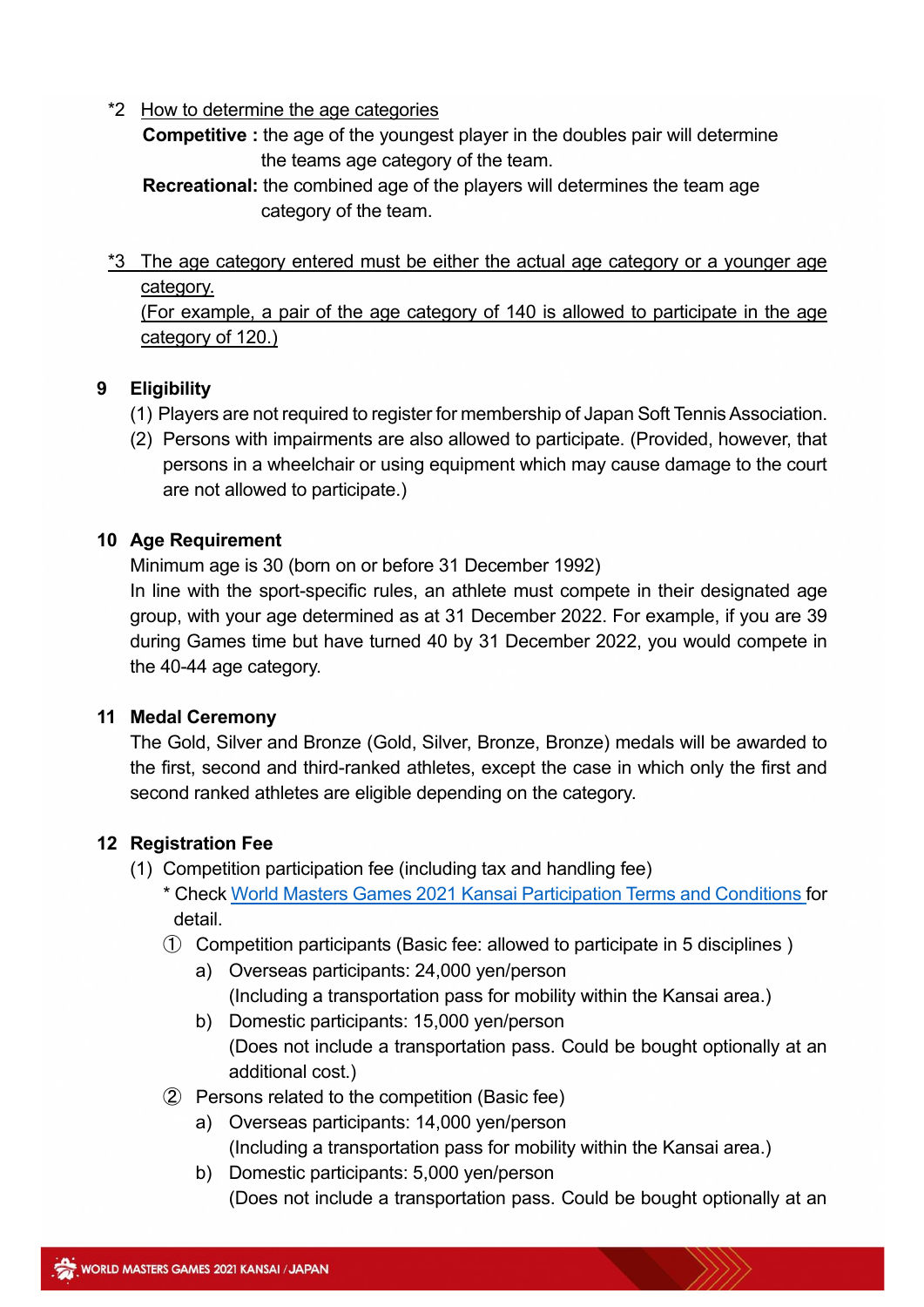*2 <u>How to determine the age categories</u>

**Competitive :** the age of the youngest player in the doubles pair will determine the teams age category of the team.

**Recreational:** the combined age of the players will determines the team age category of the team.

<u>*3 The age category entered must be either the actual age category or a younger age category.</u>
<u>(For example, a pair of the age category of 140 is allowed to participate in the age category of 120.)</u>

## 9 Eligibility

(1) Players are not required to register for membership of Japan Soft Tennis Association.

(2) Persons with impairments are also allowed to participate. (Provided, however, that persons in a wheelchair or using equipment which may cause damage to the court are not allowed to participate.)

## 10 Age Requirement

Minimum age is 30 (born on or before 31 December 1992)

In line with the sport-specific rules, an athlete must compete in their designated age group, with your age determined as at 31 December 2022. For example, if you are 39 during Games time but have turned 40 by 31 December 2022, you would compete in the 40-44 age category.

## 11 Medal Ceremony

The Gold, Silver and Bronze (Gold, Silver, Bronze, Bronze) medals will be awarded to the first, second and third-ranked athletes, except the case in which only the first and second ranked athletes are eligible depending on the category.

## 12 Registration Fee

(1) Competition participation fee (including tax and handling fee)

\* Check World Masters Games 2021 Kansai Participation Terms and Conditions for detail.

① Competition participants (Basic fee: allowed to participate in 5 disciplines )

a) Overseas participants: 24,000 yen/person
(Including a transportation pass for mobility within the Kansai area.)

b) Domestic participants: 15,000 yen/person
(Does not include a transportation pass. Could be bought optionally at an additional cost.)

② Persons related to the competition (Basic fee)

a) Overseas participants: 14,000 yen/person
(Including a transportation pass for mobility within the Kansai area.)

b) Domestic participants: 5,000 yen/person
(Does not include a transportation pass. Could be bought optionally at an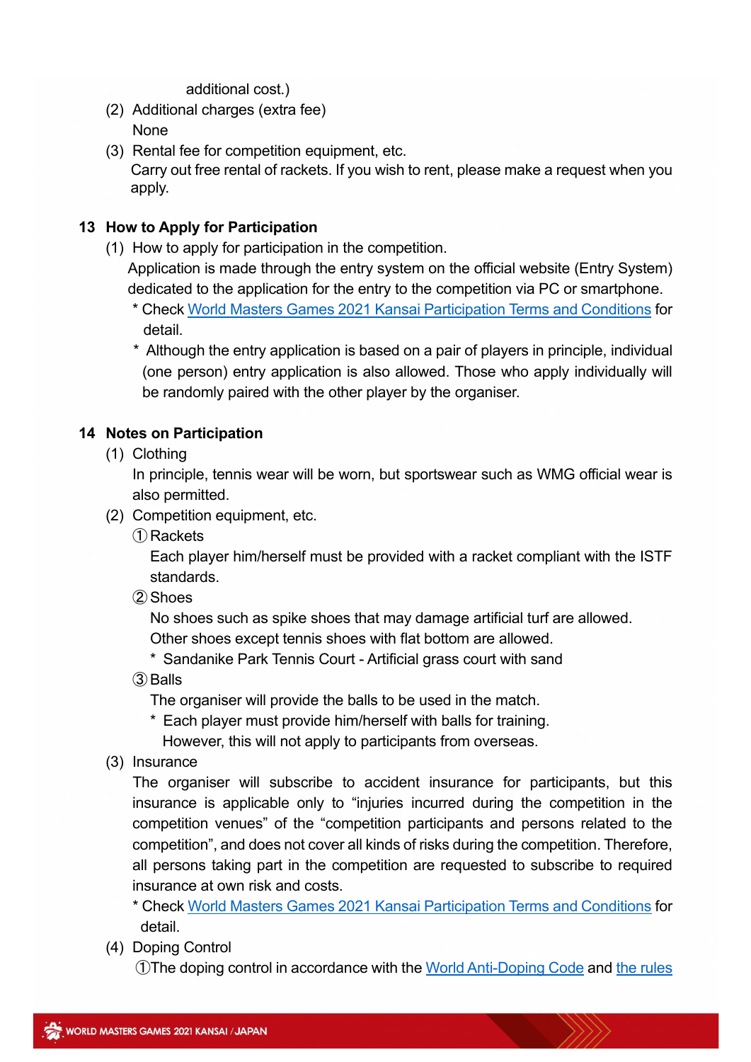additional cost.)

(2) Additional charges (extra fee)
  None

(3) Rental fee for competition equipment, etc.
  Carry out free rental of rackets. If you wish to rent, please make a request when you apply.

## 13 How to Apply for Participation

(1) How to apply for participation in the competition.
  Application is made through the entry system on the official website (Entry System) dedicated to the application for the entry to the competition via PC or smartphone.
  * Check World Masters Games 2021 Kansai Participation Terms and Conditions for detail.
  * Although the entry application is based on a pair of players in principle, individual (one person) entry application is also allowed. Those who apply individually will be randomly paired with the other player by the organiser.

## 14 Notes on Participation

(1) Clothing
  In principle, tennis wear will be worn, but sportswear such as WMG official wear is also permitted.

(2) Competition equipment, etc.
  ① Rackets
   Each player him/herself must be provided with a racket compliant with the ISTF standards.
  ② Shoes
   No shoes such as spike shoes that may damage artificial turf are allowed.
   Other shoes except tennis shoes with flat bottom are allowed.
   * Sandanike Park Tennis Court - Artificial grass court with sand
  ③ Balls
   The organiser will provide the balls to be used in the match.
   * Each player must provide him/herself with balls for training.
    However, this will not apply to participants from overseas.

(3) Insurance
  The organiser will subscribe to accident insurance for participants, but this insurance is applicable only to "injuries incurred during the competition in the competition venues" of the "competition participants and persons related to the competition", and does not cover all kinds of risks during the competition. Therefore, all persons taking part in the competition are requested to subscribe to required insurance at own risk and costs.
  * Check World Masters Games 2021 Kansai Participation Terms and Conditions for detail.

(4) Doping Control
  ①The doping control in accordance with the World Anti-Doping Code and the rules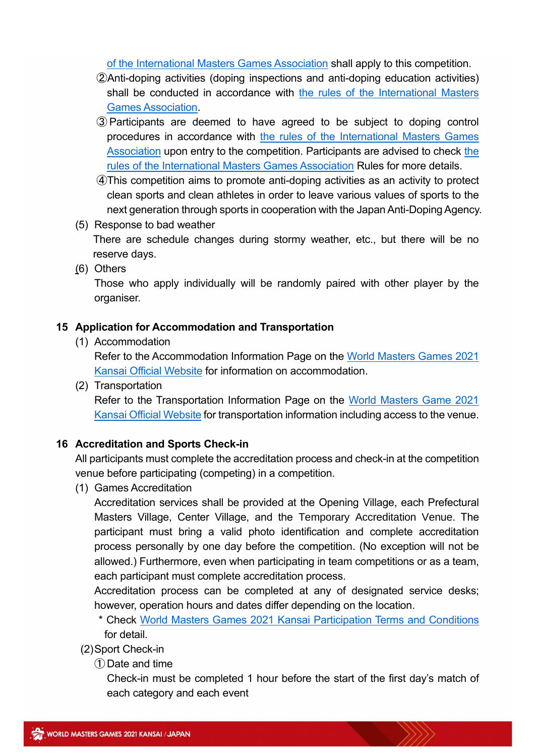of the International Masters Games Association shall apply to this competition.

②Anti-doping activities (doping inspections and anti-doping education activities) shall be conducted in accordance with the rules of the International Masters Games Association.

③Participants are deemed to have agreed to be subject to doping control procedures in accordance with the rules of the International Masters Games Association upon entry to the competition. Participants are advised to check the rules of the International Masters Games Association Rules for more details.

④This competition aims to promote anti-doping activities as an activity to protect clean sports and clean athletes in order to leave various values of sports to the next generation through sports in cooperation with the Japan Anti-Doping Agency.

(5) Response to bad weather

There are schedule changes during stormy weather, etc., but there will be no reserve days.

(6) Others

Those who apply individually will be randomly paired with other player by the organiser.

## 15 Application for Accommodation and Transportation

(1) Accommodation

Refer to the Accommodation Information Page on the World Masters Games 2021 Kansai Official Website for information on accommodation.

(2) Transportation

Refer to the Transportation Information Page on the World Masters Game 2021 Kansai Official Website for transportation information including access to the venue.

## 16 Accreditation and Sports Check-in

All participants must complete the accreditation process and check-in at the competition venue before participating (competing) in a competition.

(1) Games Accreditation

Accreditation services shall be provided at the Opening Village, each Prefectural Masters Village, Center Village, and the Temporary Accreditation Venue. The participant must bring a valid photo identification and complete accreditation process personally by one day before the competition. (No exception will not be allowed.) Furthermore, even when participating in team competitions or as a team, each participant must complete accreditation process.

Accreditation process can be completed at any of designated service desks; however, operation hours and dates differ depending on the location.

\* Check World Masters Games 2021 Kansai Participation Terms and Conditions for detail.

(2)Sport Check-in

①Date and time

Check-in must be completed 1 hour before the start of the first day's match of each category and each event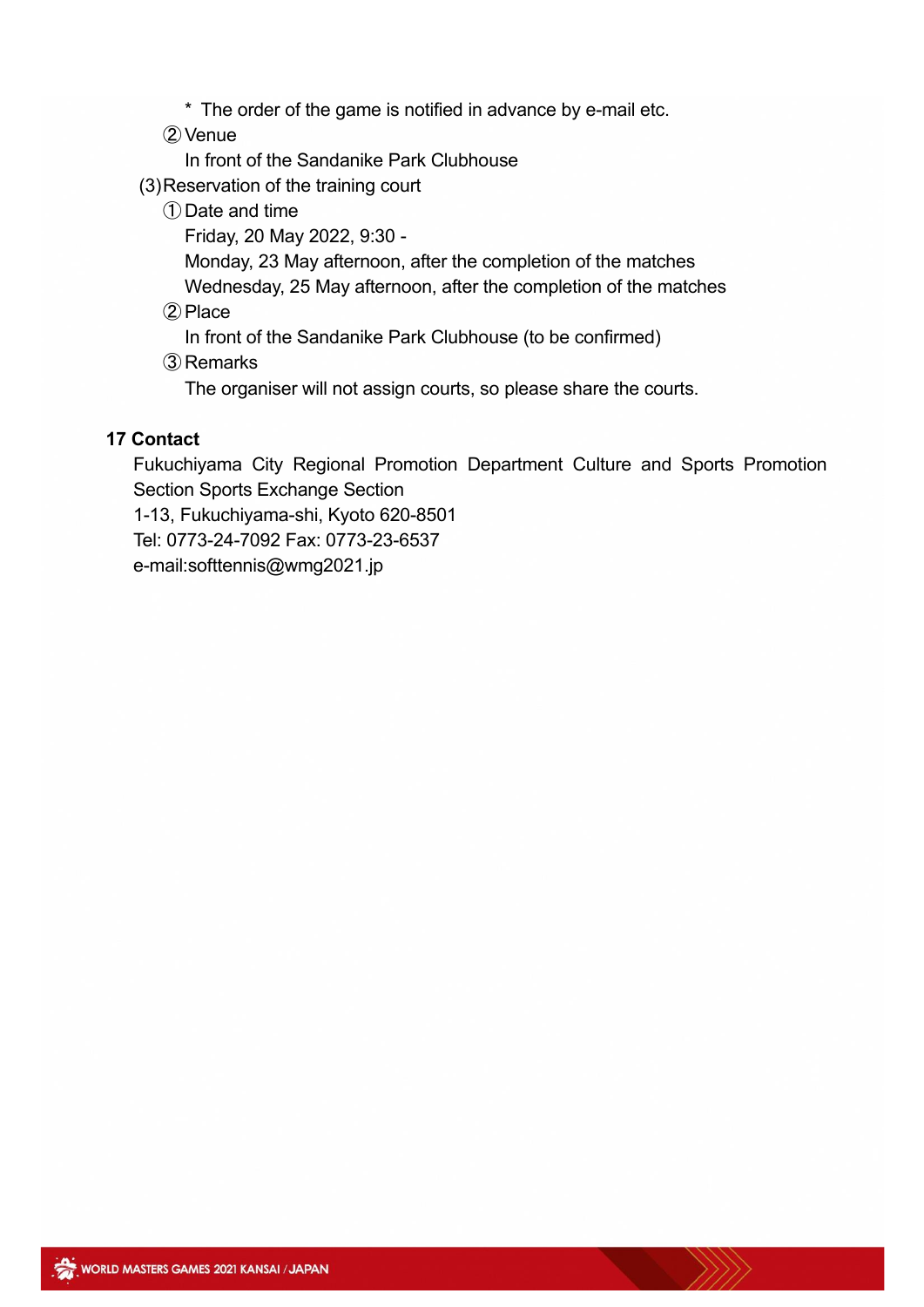\* The order of the game is notified in advance by e-mail etc.

② Venue

In front of the Sandanike Park Clubhouse

(3) Reservation of the training court

① Date and time

Friday, 20 May 2022, 9:30 -

Monday, 23 May afternoon, after the completion of the matches

Wednesday, 25 May afternoon, after the completion of the matches

② Place

In front of the Sandanike Park Clubhouse (to be confirmed)

③ Remarks

The organiser will not assign courts, so please share the courts.

## 17 Contact

Fukuchiyama City Regional Promotion Department Culture and Sports Promotion Section Sports Exchange Section

1-13, Fukuchiyama-shi, Kyoto 620-8501

Tel: 0773-24-7092 Fax: 0773-23-6537

e-mail:softtennis@wmg2021.jp